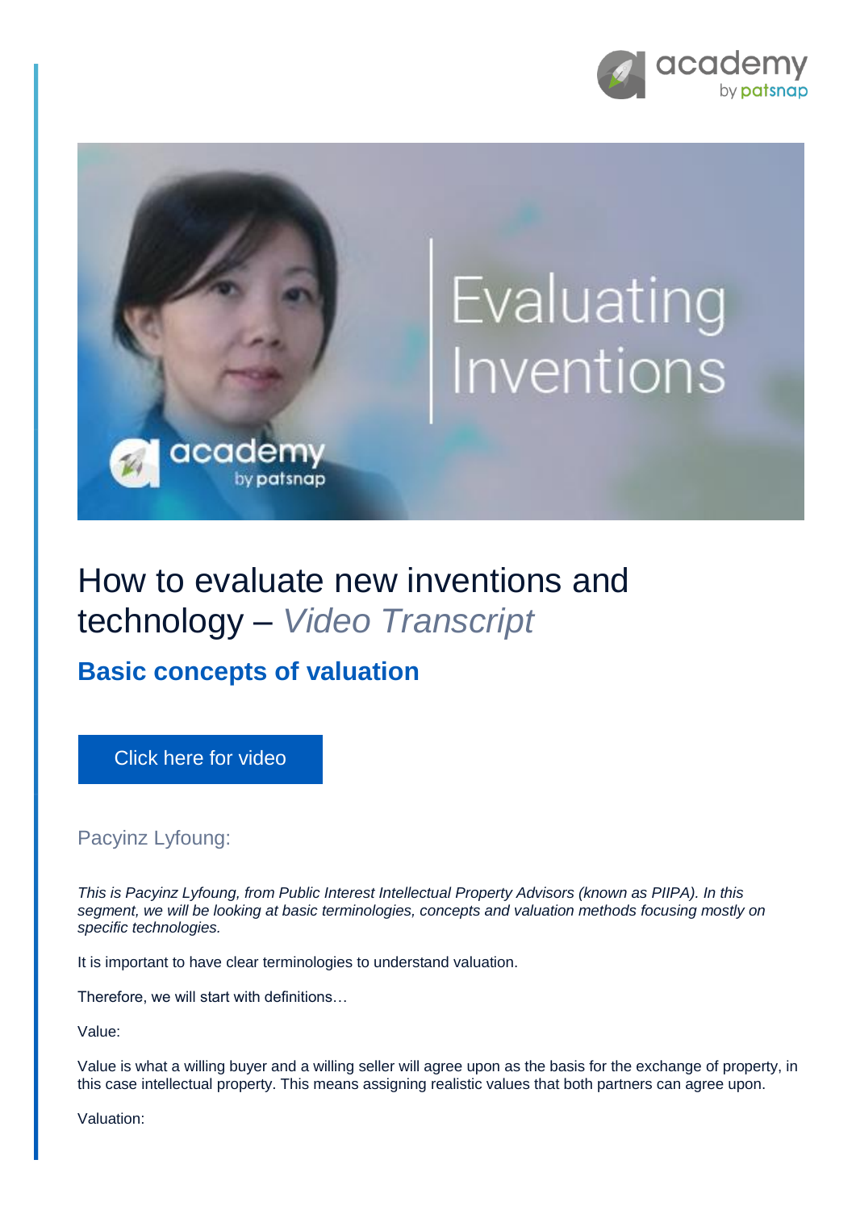# How to evaluate new inventions and technology – *Video Transcript*

## Basic concepts of valuation

Click here for video

Pacyinz Lyfoung:

*This is Pacyinz Lyfoung, from Public Interest Intellectual Property Advisors (known as PIIPA). In this segment, we will be looking at basic terminologies, concepts and valuation methods focusing mostly on specific technologies.*

It is important to have clear terminologies to understand valuation.

Therefore, we will start with definitions…

Value:

Value is what a willing buyer and a willing seller will agree upon as the basis for the exchange of property, in this case intellectual property. This means assigning realistic values that both partners can agree upon.

Valuation: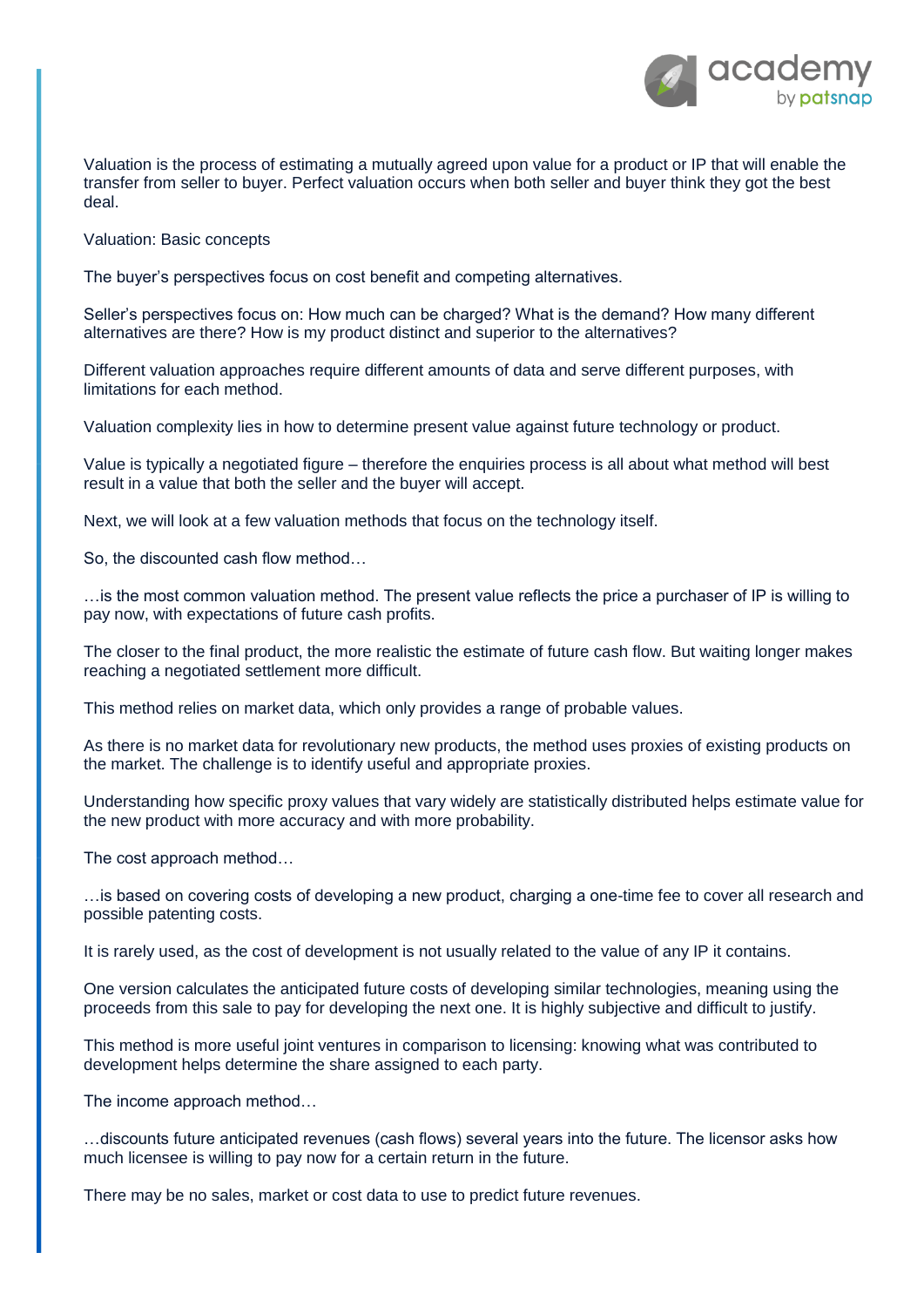Valuation is the process of estimating a mutually agreed upon value for a product or IP that will enable the transfer from seller to buyer. Perfect valuation occurs when both seller and buyer think they got the best deal.

Valuation: Basic concepts

The buyer's perspectives focus on cost benefit and competing alternatives.

Seller's perspectives focus on: How much can be charged? What is the demand? How many different alternatives are there? How is my product distinct and superior to the alternatives?

Different valuation approaches require different amounts of data and serve different purposes, with limitations for each method.

Valuation complexity lies in how to determine present value against future technology or product.

Value is typically a negotiated figure – therefore the enquiries process is all about what method will best result in a value that both the seller and the buyer will accept.

Next, we will look at a few valuation methods that focus on the technology itself.

So, the discounted cash flow method…

…is the most common valuation method. The present value reflects the price a purchaser of IP is willing to pay now, with expectations of future cash profits.

The closer to the final product, the more realistic the estimate of future cash flow. But waiting longer makes reaching a negotiated settlement more difficult.

This method relies on market data, which only provides a range of probable values.

As there is no market data for revolutionary new products, the method uses proxies of existing products on the market. The challenge is to identify useful and appropriate proxies.

Understanding how specific proxy values that vary widely are statistically distributed helps estimate value for the new product with more accuracy and with more probability.

The cost approach method…

…is based on covering costs of developing a new product, charging a one-time fee to cover all research and possible patenting costs.

It is rarely used, as the cost of development is not usually related to the value of any IP it contains.

One version calculates the anticipated future costs of developing similar technologies, meaning using the proceeds from this sale to pay for developing the next one. It is highly subjective and difficult to justify.

This method is more useful joint ventures in comparison to licensing: knowing what was contributed to development helps determine the share assigned to each party.

The income approach method…

…discounts future anticipated revenues (cash flows) several years into the future. The licensor asks how much licensee is willing to pay now for a certain return in the future.

There may be no sales, market or cost data to use to predict future revenues.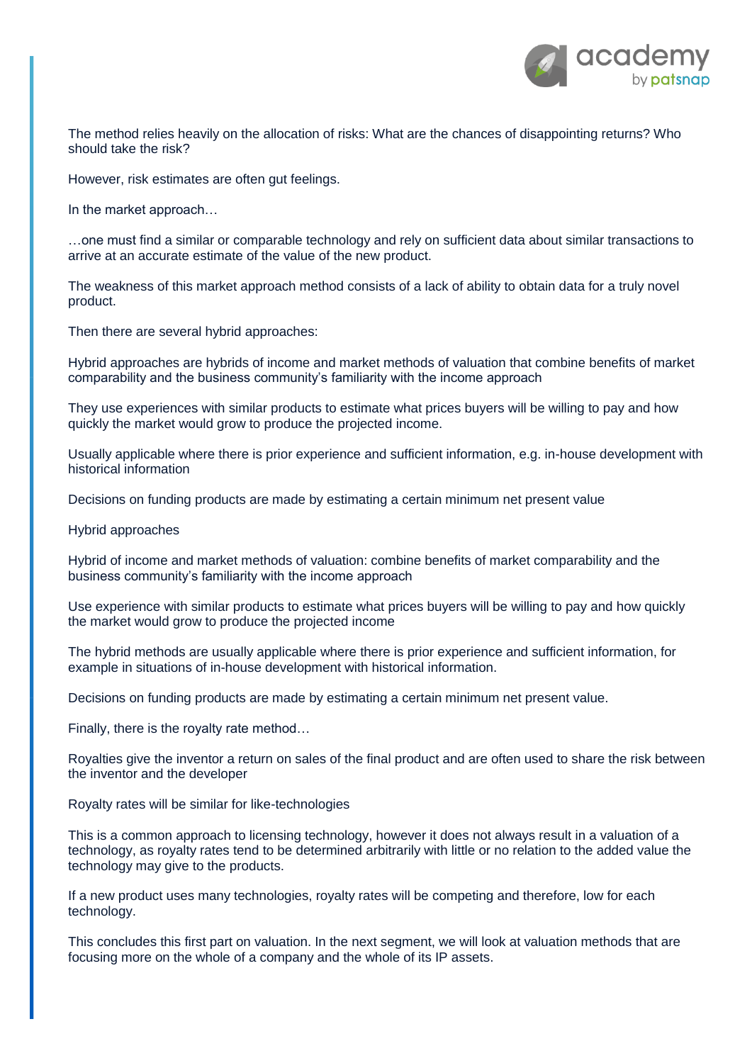The method relies heavily on the allocation of risks: What are the chances of disappointing returns? Who should take the risk?

However, risk estimates are often gut feelings.

In the market approach…

…one must find a similar or comparable technology and rely on sufficient data about similar transactions to arrive at an accurate estimate of the value of the new product.

The weakness of this market approach method consists of a lack of ability to obtain data for a truly novel product.

Then there are several hybrid approaches:

Hybrid approaches are hybrids of income and market methods of valuation that combine benefits of market comparability and the business community's familiarity with the income approach

They use experiences with similar products to estimate what prices buyers will be willing to pay and how quickly the market would grow to produce the projected income.

Usually applicable where there is prior experience and sufficient information, e.g. in-house development with historical information

Decisions on funding products are made by estimating a certain minimum net present value

Hybrid approaches

Hybrid of income and market methods of valuation: combine benefits of market comparability and the business community's familiarity with the income approach

Use experience with similar products to estimate what prices buyers will be willing to pay and how quickly the market would grow to produce the projected income

The hybrid methods are usually applicable where there is prior experience and sufficient information, for example in situations of in-house development with historical information.

Decisions on funding products are made by estimating a certain minimum net present value.

Finally, there is the royalty rate method…

Royalties give the inventor a return on sales of the final product and are often used to share the risk between the inventor and the developer

Royalty rates will be similar for like-technologies

This is a common approach to licensing technology, however it does not always result in a valuation of a technology, as royalty rates tend to be determined arbitrarily with little or no relation to the added value the technology may give to the products.

If a new product uses many technologies, royalty rates will be competing and therefore, low for each technology.

This concludes this first part on valuation. In the next segment, we will look at valuation methods that are focusing more on the whole of a company and the whole of its IP assets.